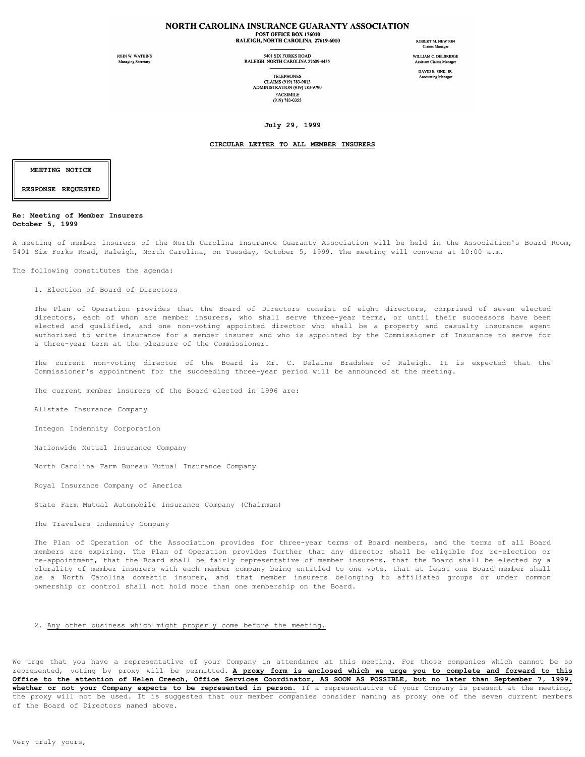# NORTH CAROLINA INSURANCE GUARANTY ASSOCIATION

POST OFFICE BOX 176010
RALEIGH, NORTH CAROLINA 27619-6010

5401 SIX FORKS ROAD
RALEIGH, NORTH CAROLINA 27609-4435

TELEPHONES
CLAIMS (919) 783-9813
ADMINISTRATION (919) 783-9790
FACSIMILE
(919) 783-0355

JOHN W. WATKINS
Managing Secretary

ROBERT M. NEWTON
Claims Manager

WILLIAM C. DELBRIDGE
Assistant Claims Manager

DAVID E. SINK, JR.
Accounting Manager

**July 29, 1999**

**CIRCULAR LETTER TO ALL MEMBER INSURERS**

**MEETING NOTICE**

**RESPONSE REQUESTED**

**Re: Meeting of Member Insurers**
**October 5, 1999**

A meeting of member insurers of the North Carolina Insurance Guaranty Association will be held in the Association's Board Room, 5401 Six Forks Road, Raleigh, North Carolina, on Tuesday, October 5, 1999. The meeting will convene at 10:00 a.m.

The following constitutes the agenda:

1. Election of Board of Directors

   The Plan of Operation provides that the Board of Directors consist of eight directors, comprised of seven elected directors, each of whom are member insurers, who shall serve three-year terms, or until their successors have been elected and qualified, and one non-voting appointed director who shall be a property and casualty insurance agent authorized to write insurance for a member insurer and who is appointed by the Commissioner of Insurance to serve for a three-year term at the pleasure of the Commissioner.

   The current non-voting director of the Board is Mr. C. Delaine Bradsher of Raleigh. It is expected that the Commissioner's appointment for the succeeding three-year period will be announced at the meeting.

   The current member insurers of the Board elected in 1996 are:

   Allstate Insurance Company

   Integon Indemnity Corporation

   Nationwide Mutual Insurance Company

   North Carolina Farm Bureau Mutual Insurance Company

   Royal Insurance Company of America

   State Farm Mutual Automobile Insurance Company (Chairman)

   The Travelers Indemnity Company

   The Plan of Operation of the Association provides for three-year terms of Board members, and the terms of all Board members are expiring. The Plan of Operation provides further that any director shall be eligible for re-election or re-appointment, that the Board shall be fairly representative of member insurers, that the Board shall be elected by a plurality of member insurers with each member company being entitled to one vote, that at least one Board member shall be a North Carolina domestic insurer, and that member insurers belonging to affiliated groups or under common ownership or control shall not hold more than one membership on the Board.

2. Any other business which might properly come before the meeting.

We urge that you have a representative of your Company in attendance at this meeting. For those companies which cannot be so represented, voting by proxy will be permitted. **A proxy form is enclosed which we urge you to complete and forward to this Office to the attention of Helen Creech, Office Services Coordinator, AS SOON AS POSSIBLE, but no later than September 7, 1999, whether or not your Company expects to be represented in person.** If a representative of your Company is present at the meeting, the proxy will not be used. It is suggested that our member companies consider naming as proxy one of the seven current members of the Board of Directors named above.

Very truly yours,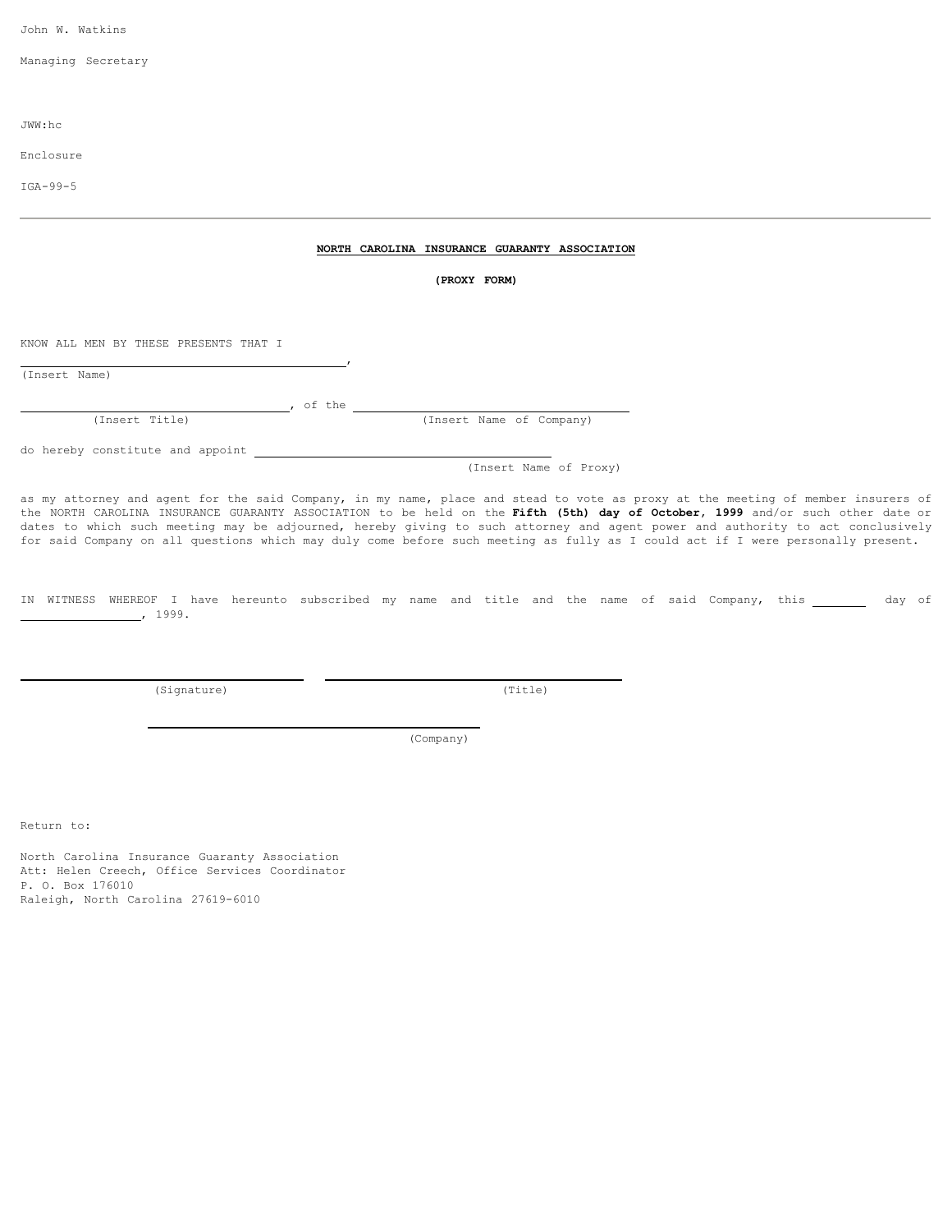John W. Watkins

Managing Secretary

JWW:hc

Enclosure

IGA-99-5

---

**NORTH CAROLINA INSURANCE GUARANTY ASSOCIATION**

**(PROXY FORM)**

KNOW ALL MEN BY THESE PRESENTS THAT I

\_\_\_\_\_\_\_\_\_\_\_\_\_\_\_\_\_\_\_\_\_\_\_\_\_\_\_\_\_\_\_\_\_\_\_\_\_\_\_\_,
(Insert Name)

\_\_\_\_\_\_\_\_\_\_\_\_\_\_\_\_\_\_\_\_\_\_\_\_\_\_\_\_\_\_\_\_\_\_\_\_, of the \_\_\_\_\_\_\_\_\_\_\_\_\_\_\_\_\_\_\_\_\_\_\_\_\_\_\_\_\_\_\_\_\_\_\_\_
(Insert Title) (Insert Name of Company)

do hereby constitute and appoint \_\_\_\_\_\_\_\_\_\_\_\_\_\_\_\_\_\_\_\_\_\_\_\_\_\_\_\_\_\_\_\_\_\_\_\_\_\_\_\_
(Insert Name of Proxy)

as my attorney and agent for the said Company, in my name, place and stead to vote as proxy at the meeting of member insurers of the NORTH CAROLINA INSURANCE GUARANTY ASSOCIATION to be held on the **Fifth (5th) day of October, 1999** and/or such other date or dates to which such meeting may be adjourned, hereby giving to such attorney and agent power and authority to act conclusively for said Company on all questions which may duly come before such meeting as fully as I could act if I were personally present.

IN WITNESS WHEREOF I have hereunto subscribed my name and title and the name of said Company, this \_\_\_\_\_\_\_ day of \_\_\_\_\_\_\_\_\_\_\_\_\_\_\_\_, 1999.

\_\_\_\_\_\_\_\_\_\_\_\_\_\_\_\_\_\_\_\_\_\_\_\_\_\_\_\_\_\_\_\_ \_\_\_\_\_\_\_\_\_\_\_\_\_\_\_\_\_\_\_\_\_\_\_\_\_\_\_\_\_\_\_\_
(Signature) (Title)

\_\_\_\_\_\_\_\_\_\_\_\_\_\_\_\_\_\_\_\_\_\_\_\_\_\_\_\_\_\_\_\_\_\_\_\_
(Company)

Return to:

North Carolina Insurance Guaranty Association
Att: Helen Creech, Office Services Coordinator
P. O. Box 176010
Raleigh, North Carolina 27619-6010